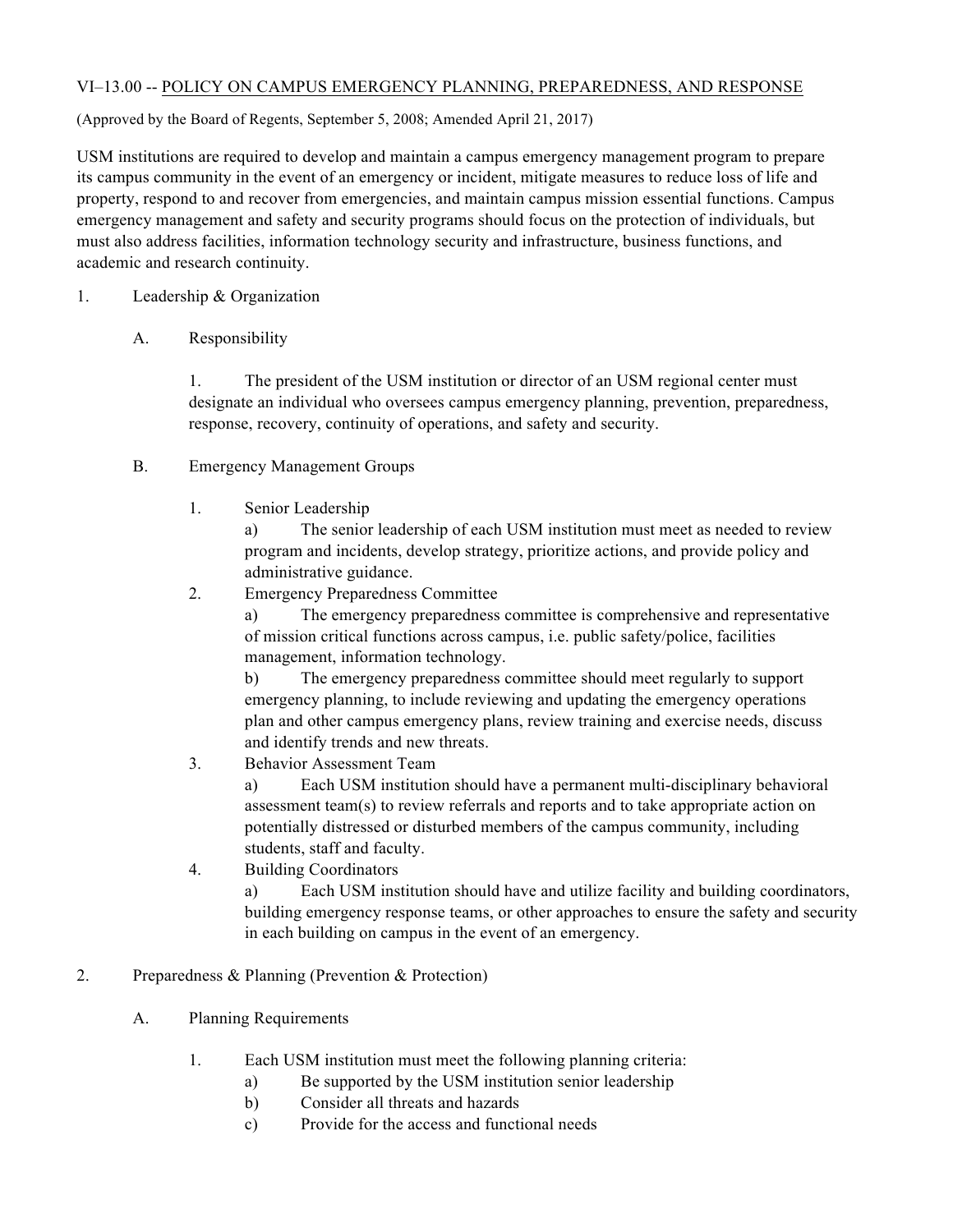## VI–13.00 -- POLICY ON CAMPUS EMERGENCY PLANNING, PREPAREDNESS, AND RESPONSE

(Approved by the Board of Regents, September 5, 2008; Amended April 21, 2017)

USM institutions are required to develop and maintain a campus emergency management program to prepare its campus community in the event of an emergency or incident, mitigate measures to reduce loss of life and property, respond to and recover from emergencies, and maintain campus mission essential functions. Campus emergency management and safety and security programs should focus on the protection of individuals, but must also address facilities, information technology security and infrastructure, business functions, and academic and research continuity.

1. Leadership & Organization

   A. Responsibility

      1. The president of the USM institution or director of an USM regional center must designate an individual who oversees campus emergency planning, prevention, preparedness, response, recovery, continuity of operations, and safety and security.

   B. Emergency Management Groups

      1. Senior Leadership
         a) The senior leadership of each USM institution must meet as needed to review program and incidents, develop strategy, prioritize actions, and provide policy and administrative guidance.
      2. Emergency Preparedness Committee
         a) The emergency preparedness committee is comprehensive and representative of mission critical functions across campus, i.e. public safety/police, facilities management, information technology.
         b) The emergency preparedness committee should meet regularly to support emergency planning, to include reviewing and updating the emergency operations plan and other campus emergency plans, review training and exercise needs, discuss and identify trends and new threats.
      3. Behavior Assessment Team
         a) Each USM institution should have a permanent multi-disciplinary behavioral assessment team(s) to review referrals and reports and to take appropriate action on potentially distressed or disturbed members of the campus community, including students, staff and faculty.
      4. Building Coordinators
         a) Each USM institution should have and utilize facility and building coordinators, building emergency response teams, or other approaches to ensure the safety and security in each building on campus in the event of an emergency.

2. Preparedness & Planning (Prevention & Protection)

   A. Planning Requirements

      1. Each USM institution must meet the following planning criteria:
         a) Be supported by the USM institution senior leadership
         b) Consider all threats and hazards
         c) Provide for the access and functional needs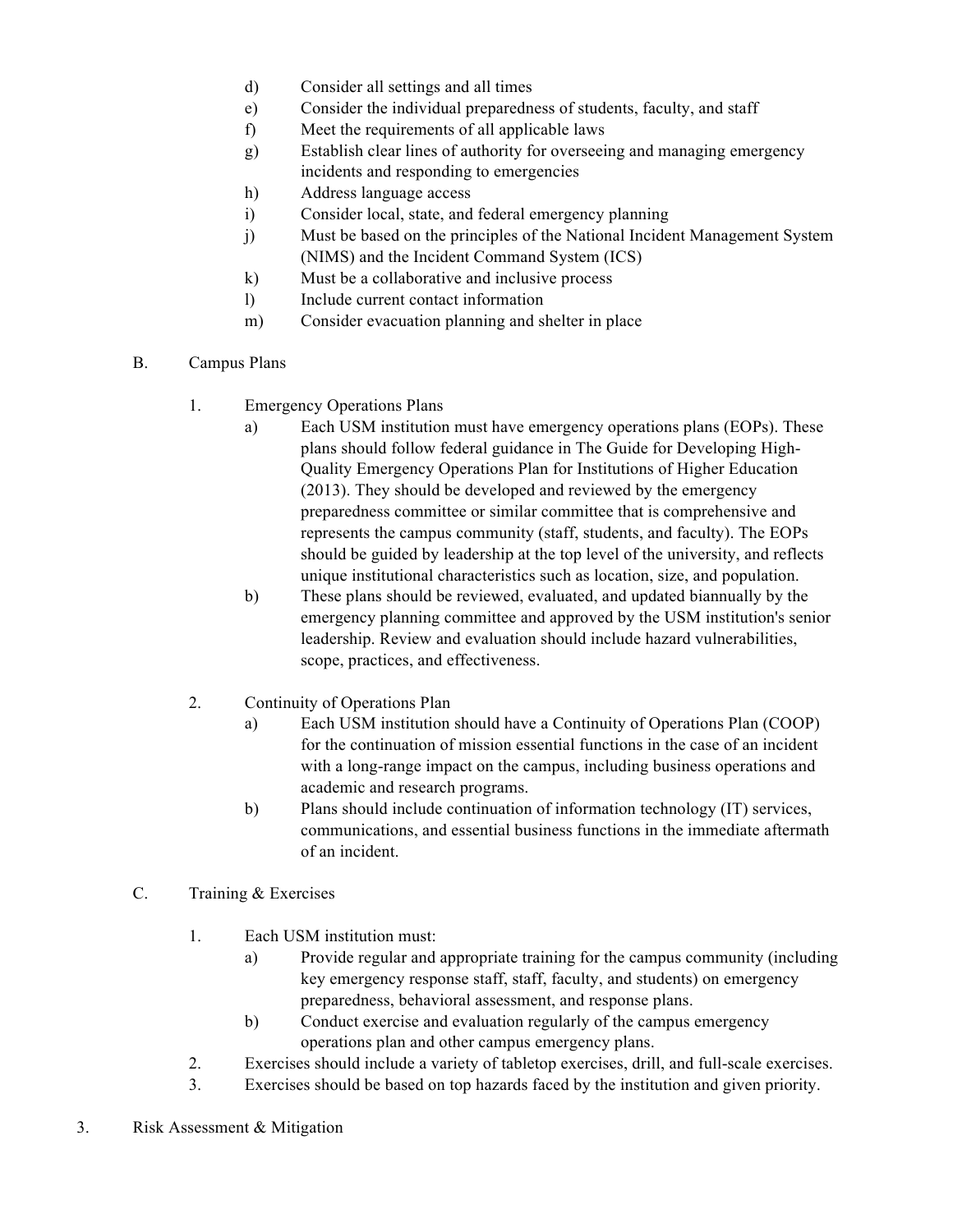d) Consider all settings and all times
e) Consider the individual preparedness of students, faculty, and staff
f) Meet the requirements of all applicable laws
g) Establish clear lines of authority for overseeing and managing emergency incidents and responding to emergencies
h) Address language access
i) Consider local, state, and federal emergency planning
j) Must be based on the principles of the National Incident Management System (NIMS) and the Incident Command System (ICS)
k) Must be a collaborative and inclusive process
l) Include current contact information
m) Consider evacuation planning and shelter in place

B. Campus Plans

1. Emergency Operations Plans
   a) Each USM institution must have emergency operations plans (EOPs). These plans should follow federal guidance in The Guide for Developing High-Quality Emergency Operations Plan for Institutions of Higher Education (2013). They should be developed and reviewed by the emergency preparedness committee or similar committee that is comprehensive and represents the campus community (staff, students, and faculty). The EOPs should be guided by leadership at the top level of the university, and reflects unique institutional characteristics such as location, size, and population.
   b) These plans should be reviewed, evaluated, and updated biannually by the emergency planning committee and approved by the USM institution's senior leadership. Review and evaluation should include hazard vulnerabilities, scope, practices, and effectiveness.

2. Continuity of Operations Plan
   a) Each USM institution should have a Continuity of Operations Plan (COOP) for the continuation of mission essential functions in the case of an incident with a long-range impact on the campus, including business operations and academic and research programs.
   b) Plans should include continuation of information technology (IT) services, communications, and essential business functions in the immediate aftermath of an incident.

C. Training & Exercises

1. Each USM institution must:
   a) Provide regular and appropriate training for the campus community (including key emergency response staff, staff, faculty, and students) on emergency preparedness, behavioral assessment, and response plans.
   b) Conduct exercise and evaluation regularly of the campus emergency operations plan and other campus emergency plans.
2. Exercises should include a variety of tabletop exercises, drill, and full-scale exercises.
3. Exercises should be based on top hazards faced by the institution and given priority.

3. Risk Assessment & Mitigation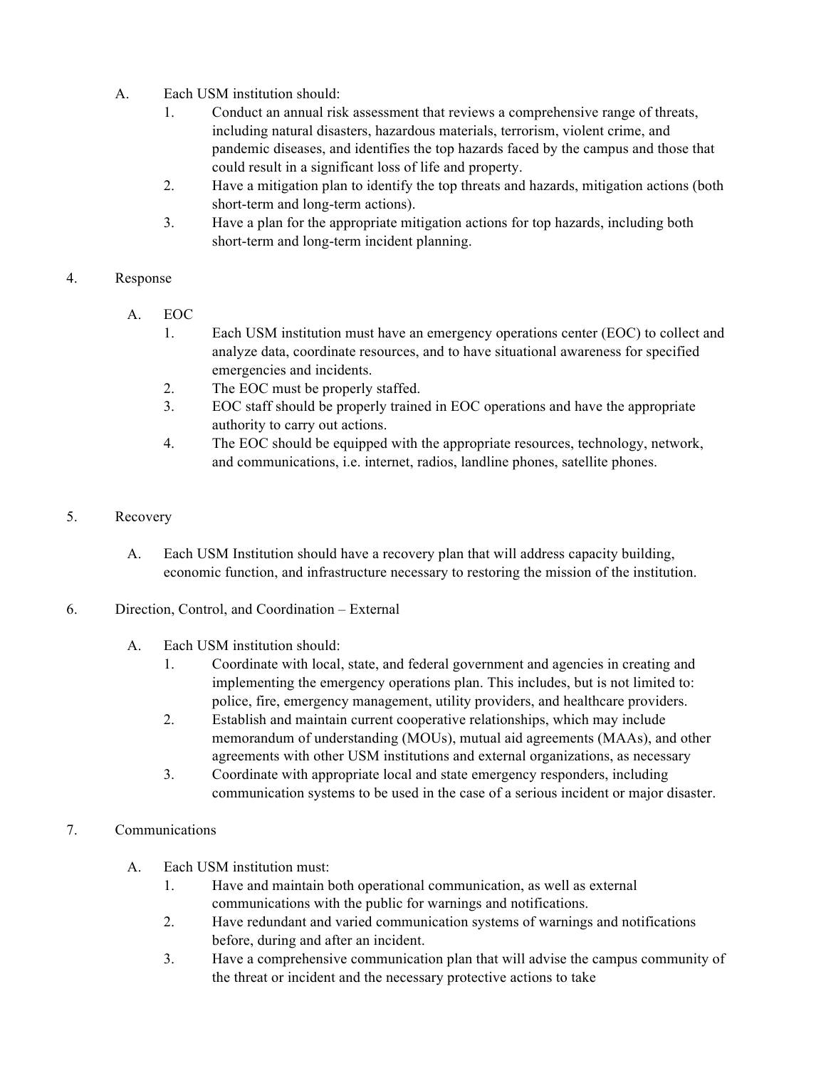A. Each USM institution should:

1. Conduct an annual risk assessment that reviews a comprehensive range of threats, including natural disasters, hazardous materials, terrorism, violent crime, and pandemic diseases, and identifies the top hazards faced by the campus and those that could result in a significant loss of life and property.
2. Have a mitigation plan to identify the top threats and hazards, mitigation actions (both short-term and long-term actions).
3. Have a plan for the appropriate mitigation actions for top hazards, including both short-term and long-term incident planning.

4. Response

A. EOC

1. Each USM institution must have an emergency operations center (EOC) to collect and analyze data, coordinate resources, and to have situational awareness for specified emergencies and incidents.
2. The EOC must be properly staffed.
3. EOC staff should be properly trained in EOC operations and have the appropriate authority to carry out actions.
4. The EOC should be equipped with the appropriate resources, technology, network, and communications, i.e. internet, radios, landline phones, satellite phones.

5. Recovery

A. Each USM Institution should have a recovery plan that will address capacity building, economic function, and infrastructure necessary to restoring the mission of the institution.

6. Direction, Control, and Coordination – External

A. Each USM institution should:

1. Coordinate with local, state, and federal government and agencies in creating and implementing the emergency operations plan. This includes, but is not limited to: police, fire, emergency management, utility providers, and healthcare providers.
2. Establish and maintain current cooperative relationships, which may include memorandum of understanding (MOUs), mutual aid agreements (MAAs), and other agreements with other USM institutions and external organizations, as necessary
3. Coordinate with appropriate local and state emergency responders, including communication systems to be used in the case of a serious incident or major disaster.

7. Communications

A. Each USM institution must:

1. Have and maintain both operational communication, as well as external communications with the public for warnings and notifications.
2. Have redundant and varied communication systems of warnings and notifications before, during and after an incident.
3. Have a comprehensive communication plan that will advise the campus community of the threat or incident and the necessary protective actions to take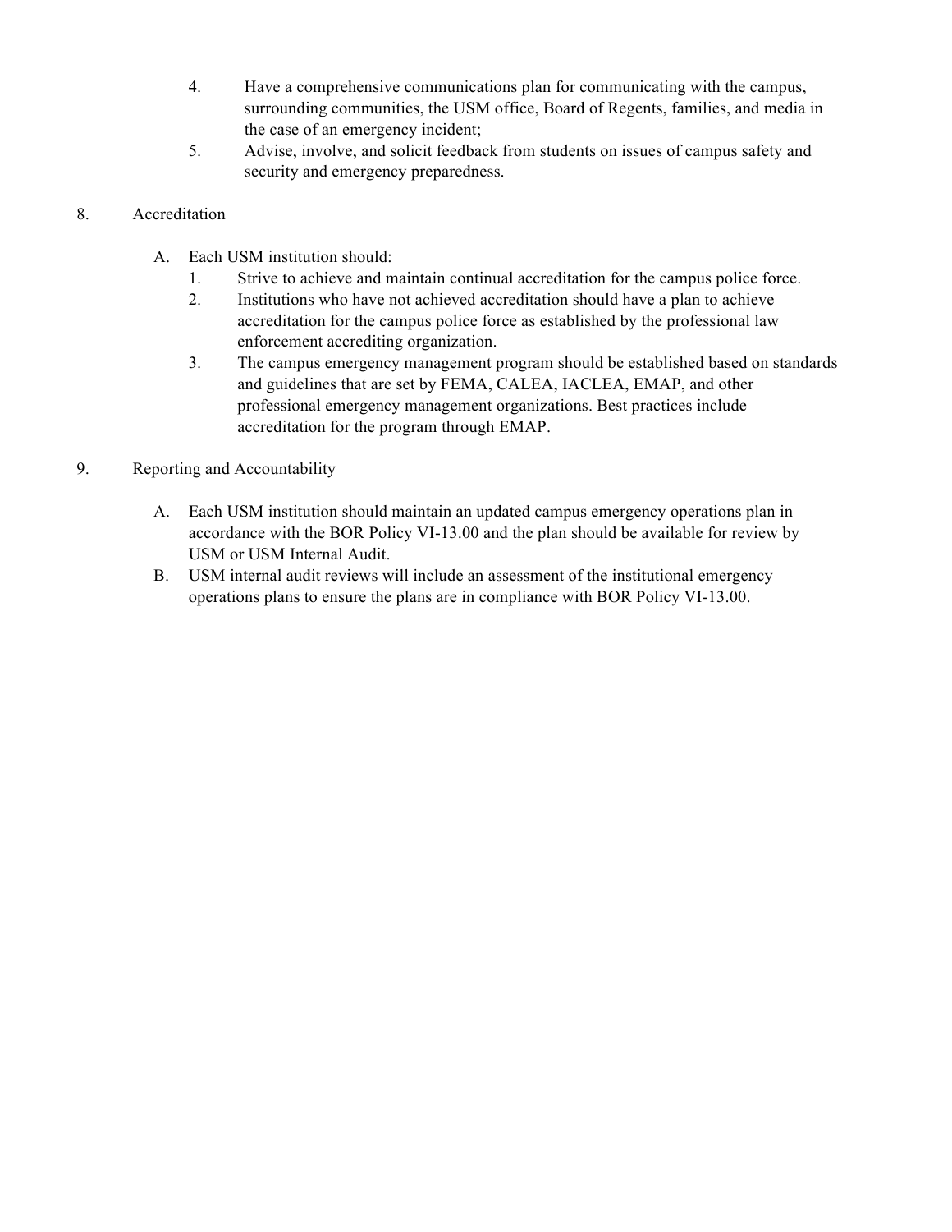4. Have a comprehensive communications plan for communicating with the campus, surrounding communities, the USM office, Board of Regents, families, and media in the case of an emergency incident;
5. Advise, involve, and solicit feedback from students on issues of campus safety and security and emergency preparedness.

8. Accreditation

   A. Each USM institution should:
      1. Strive to achieve and maintain continual accreditation for the campus police force.
      2. Institutions who have not achieved accreditation should have a plan to achieve accreditation for the campus police force as established by the professional law enforcement accrediting organization.
      3. The campus emergency management program should be established based on standards and guidelines that are set by FEMA, CALEA, IACLEA, EMAP, and other professional emergency management organizations. Best practices include accreditation for the program through EMAP.

9. Reporting and Accountability

   A. Each USM institution should maintain an updated campus emergency operations plan in accordance with the BOR Policy VI-13.00 and the plan should be available for review by USM or USM Internal Audit.
   B. USM internal audit reviews will include an assessment of the institutional emergency operations plans to ensure the plans are in compliance with BOR Policy VI-13.00.